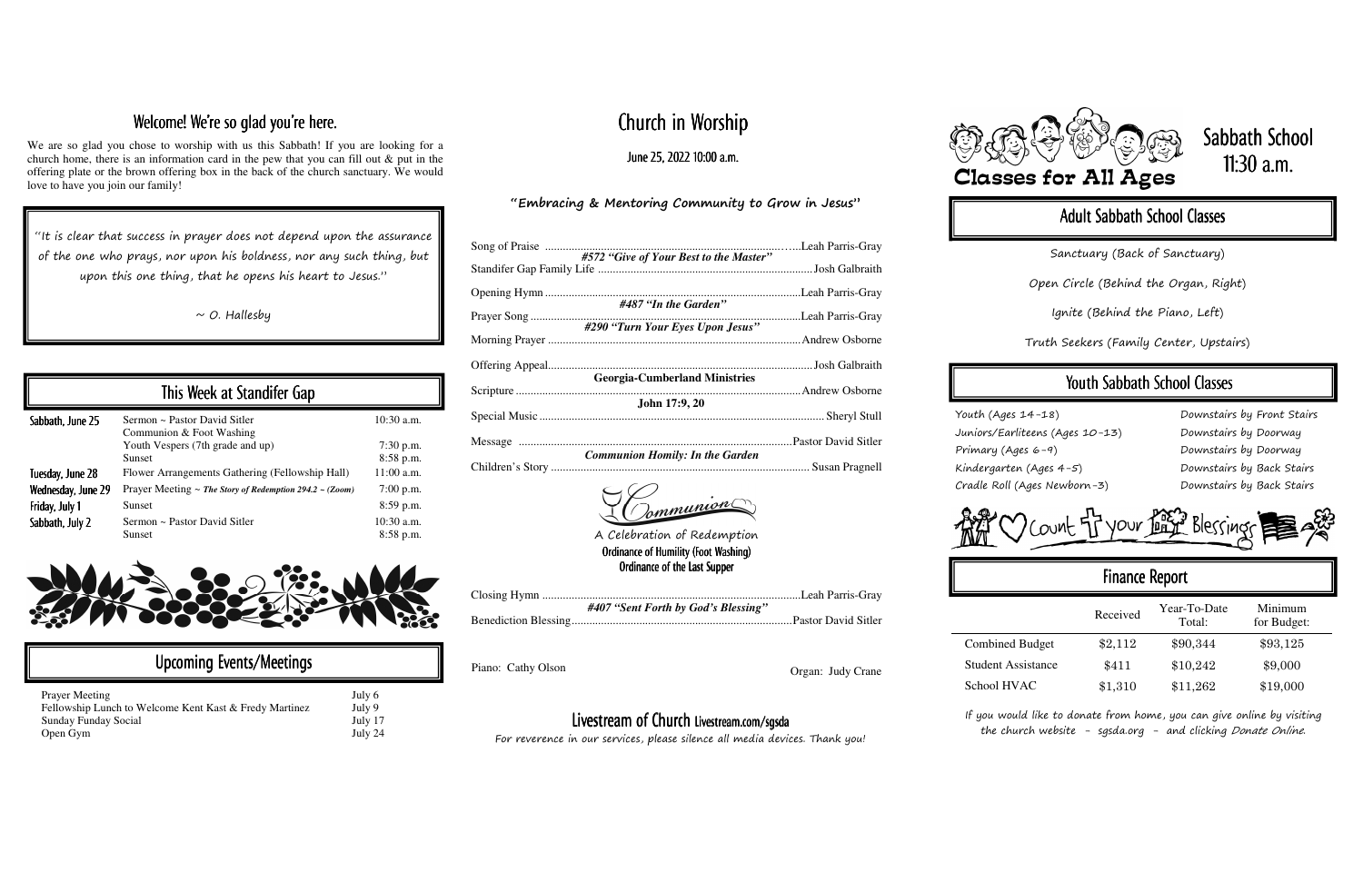## Welcome! We're so glad you're here.

We are so glad you chose to worship with us this Sabbath! If you are looking for a church home, there is an information card in the pew that you can fill out & put in the offering plate or the brown offering box in the back of the church sanctuary. We would love to have you join our family!

> "It is clear that success in prayer does not depend upon the assurance of the one who prays, nor upon his boldness, nor any such thing, but upon this one thing, that he opens his heart to Jesus."
>
> ~ O. Hallesby

## This Week at Standifer Gap

| | | |
|---|---|---|
| **Sabbath, June 25** | Sermon ~ Pastor David Sitler | 10:30 a.m. |
| | Communion & Foot Washing | |
| | Youth Vespers (7th grade and up) | 7:30 p.m. |
| | Sunset | 8:58 p.m. |
| **Tuesday, June 28** | Flower Arrangements Gathering (Fellowship Hall) | 11:00 a.m. |
| **Wednesday, June 29** | Prayer Meeting ~ *The Story of Redemption 294.2 ~ (Zoom)* | 7:00 p.m. |
| **Friday, July 1** | Sunset | 8:59 p.m. |
| **Sabbath, July 2** | Sermon ~ Pastor David Sitler | 10:30 a.m. |
| | Sunset | 8:58 p.m. |

## Upcoming Events/Meetings

| | |
|---|---|
| Prayer Meeting | July 6 |
| Fellowship Lunch to Welcome Kent Kast & Fredy Martinez | July 9 |
| Sunday Funday Social | July 17 |
| Open Gym | July 24 |

# Church in Worship

June 25, 2022 10:00 a.m.

### "Embracing & Mentoring Community to Grow in Jesus"

Song of Praise .................. Leah Parris-Gray
*#572 "Give of Your Best to the Master"*
Standifer Gap Family Life .................. Josh Galbraith

Opening Hymn .................. Leah Parris-Gray
*#487 "In the Garden"*
Prayer Song .................. Leah Parris-Gray
*#290 "Turn Your Eyes Upon Jesus"*
Morning Prayer .................. Andrew Osborne

Offering Appeal .................. Josh Galbraith
**Georgia-Cumberland Ministries**
Scripture .................. Andrew Osborne
**John 17:9, 20**
Special Music .................. Sheryl Stull

Message .................. Pastor David Sitler
*Communion Homily: In the Garden*
Children's Story .................. Susan Pragnell

Communion

A Celebration of Redemption

Ordinance of Humility (Foot Washing)

Ordinance of the Last Supper

Closing Hymn .................. Leah Parris-Gray
*#407 "Sent Forth by God's Blessing"*
Benediction Blessing .................. Pastor David Sitler

Piano: Cathy Olson — Organ: Judy Crane

## Livestream of Church Livestream.com/sgsda

For reverence in our services, please silence all media devices. Thank you!

# Sabbath School 11:30 a.m.

Classes for All Ages

## Adult Sabbath School Classes

Sanctuary (Back of Sanctuary)

Open Circle (Behind the Organ, Right)

Ignite (Behind the Piano, Left)

Truth Seekers (Family Center, Upstairs)

## Youth Sabbath School Classes

| | |
|---|---|
| Youth (Ages 14-18) | Downstairs by Front Stairs |
| Juniors/Earliteens (Ages 10-13) | Downstairs by Doorway |
| Primary (Ages 6-9) | Downstairs by Doorway |
| Kindergarten (Ages 4-5) | Downstairs by Back Stairs |
| Cradle Roll (Ages Newborn-3) | Downstairs by Back Stairs |

Count your Blessings

## Finance Report

| | Received | Year-To-Date Total: | Minimum for Budget: |
|---|---|---|---|
| Combined Budget | $2,112 | $90,344 | $93,125 |
| Student Assistance | $411 | $10,242 | $9,000 |
| School HVAC | $1,310 | $11,262 | $19,000 |

If you would like to donate from home, you can give online by visiting the church website - sgsda.org - and clicking *Donate Online*.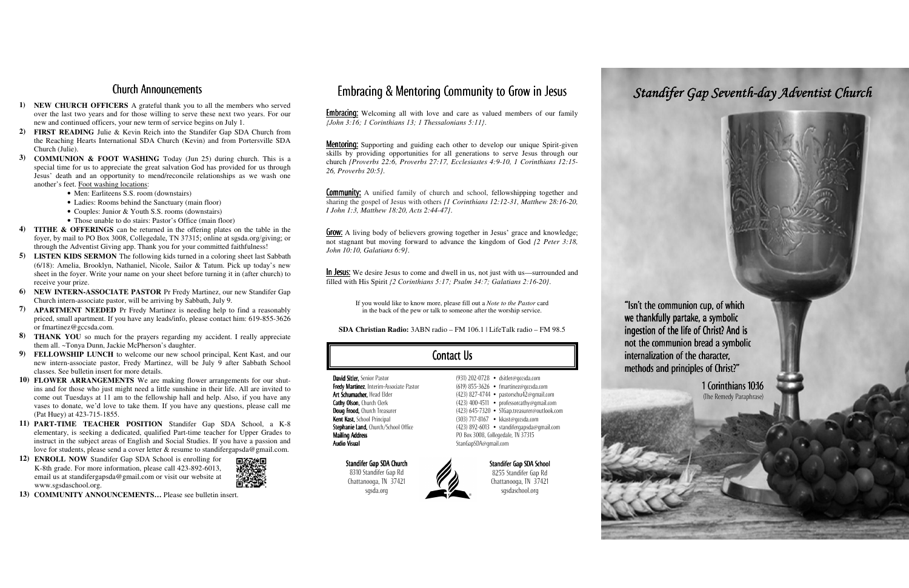## Church Announcements

1) **NEW CHURCH OFFICERS** A grateful thank you to all the members who served over the last two years and for those willing to serve these next two years. For our new and continued officers, your new term of service begins on July 1.

2) **FIRST READING** Julie & Kevin Reich into the Standifer Gap SDA Church from the Reaching Hearts International SDA Church (Kevin) and from Portersville SDA Church (Julie).

3) **COMMUNION & FOOT WASHING** Today (Jun 25) during church. This is a special time for us to appreciate the great salvation God has provided for us through Jesus' death and an opportunity to mend/reconcile relationships as we wash one another's feet. Foot washing locations:
   - Men: Earliteens S.S. room (downstairs)
   - Ladies: Rooms behind the Sanctuary (main floor)
   - Couples: Junior & Youth S.S. rooms (downstairs)
   - Those unable to do stairs: Pastor's Office (main floor)

4) **TITHE & OFFERINGS** can be returned in the offering plates on the table in the foyer, by mail to PO Box 3008, Collegedale, TN 37315; online at sgsda.org/giving; or through the Adventist Giving app. Thank you for your committed faithfulness!

5) **LISTEN KIDS SERMON** The following kids turned in a coloring sheet last Sabbath (6/18): Amelia, Brooklyn, Nathaniel, Nicole, Sailor & Tatum. Pick up today's new sheet in the foyer. Write your name on your sheet before turning it in (after church) to receive your prize.

6) **NEW INTERN-ASSOCIATE PASTOR** Pr Fredy Martinez, our new Standifer Gap Church intern-associate pastor, will be arriving by Sabbath, July 9.

7) **APARTMENT NEEDED** Pr Fredy Martinez is needing help to find a reasonably priced, small apartment. If you have any leads/info, please contact him: 619-855-3626 or fmartinez@gccsda.com.

8) **THANK YOU** so much for the prayers regarding my accident. I really appreciate them all. ~Tonya Dunn, Jackie McPherson's daughter.

9) **FELLOWSHIP LUNCH** to welcome our new school principal, Kent Kast, and our new intern-associate pastor, Fredy Martinez, will be July 9 after Sabbath School classes. See bulletin insert for more details.

10) **FLOWER ARRANGEMENTS** We are making flower arrangements for our shut-ins and for those who just might need a little sunshine in their life. All are invited to come out Tuesdays at 11 am to the fellowship hall and help. Also, if you have any vases to donate, we'd love to take them. If you have any questions, please call me (Pat Huey) at 423-715-1855.

11) **PART-TIME TEACHER POSITION** Standifer Gap SDA School, a K-8 elementary, is seeking a dedicated, qualified Part-time teacher for Upper Grades to instruct in the subject areas of English and Social Studies. If you have a passion and love for students, please send a cover letter & resume to standifergapsda@gmail.com.

12) **ENROLL NOW** Standifer Gap SDA School is enrolling for K-8th grade. For more information, please call 423-892-6013, email us at standifergapsda@gmail.com or visit our website at www.sgsdaschool.org.

13) **COMMUNITY ANNOUNCEMENTS…** Please see bulletin insert.

## Embracing & Mentoring Community to Grow in Jesus

**Embracing:** Welcoming all with love and care as valued members of our family *{John 3:16; 1 Corinthians 13; 1 Thessalonians 5:11}*.

**Mentoring:** Supporting and guiding each other to develop our unique Spirit-given skills by providing opportunities for all generations to serve Jesus through our church *{Proverbs 22:6, Proverbs 27:17, Ecclesiastes 4:9-10, 1 Corinthians 12:15-26, Proverbs 20:5}*.

**Community:** A unified family of church and school, fellowshipping together and sharing the gospel of Jesus with others *{1 Corinthians 12:12-31, Matthew 28:16-20, I John 1:3, Matthew 18:20, Acts 2:44-47}*.

**Grow:** A living body of believers growing together in Jesus' grace and knowledge; not stagnant but moving forward to advance the kingdom of God *{2 Peter 3:18, John 10:10, Galatians 6:9}*.

**In Jesus:** We desire Jesus to come and dwell in us, not just with us—surrounded and filled with His Spirit *{2 Corinthians 5:17; Psalm 34:7; Galatians 2:16-20}*.

If you would like to know more, please fill out a *Note to the Pastor* card in the back of the pew or talk to someone after the worship service.

**SDA Christian Radio:** 3ABN radio – FM 106.1 | LifeTalk radio – FM 98.5

## Contact Us

| | |
|---|---|
| **David Sitler,** Senior Pastor | (931) 202-0728 • dsitler@gccsda.com |
| **Fredy Martinez,** Interim-Associate Pastor | (619) 855-3626 • fmartinez@gccsda.com |
| **Art Schumacher,** Head Elder | (423) 827-4744 • pastorschu42@gmail.com |
| **Cathy Olson,** Church Clerk | (423) 400-4511 • professorcathy@gmail.com |
| **Doug Frood,** Church Treasurer | (423) 645-7320 • SfGap.treasurer@outlook.com |
| **Kent Kast,** School Principal | (303) 717-8167 • kkast@gccsda.com |
| **Stephanie Land,** Church/School Office | (423) 892-6013 • standifergapsda@gmail.com |
| **Mailing Address** | PO Box 3008, Collegedale, TN 37315 |
| **Audio Visual** | StanGapSDA@gmail.com |

**Standifer Gap SDA Church**
8310 Standifer Gap Rd
Chattanooga, TN 37421
sgsda.org

**Standifer Gap SDA School**
8255 Standifer Gap Rd
Chattanooga, TN 37421
sgsdaschool.org

# *Standifer Gap Seventh-day Adventist Church*

"Isn't the communion cup, of which we thankfully partake, a symbolic ingestion of the life of Christ? And is not the communion bread a symbolic internalization of the character, methods and principles of Christ?"

1 Corinthians 10:16
(The Remedy Paraphrase)